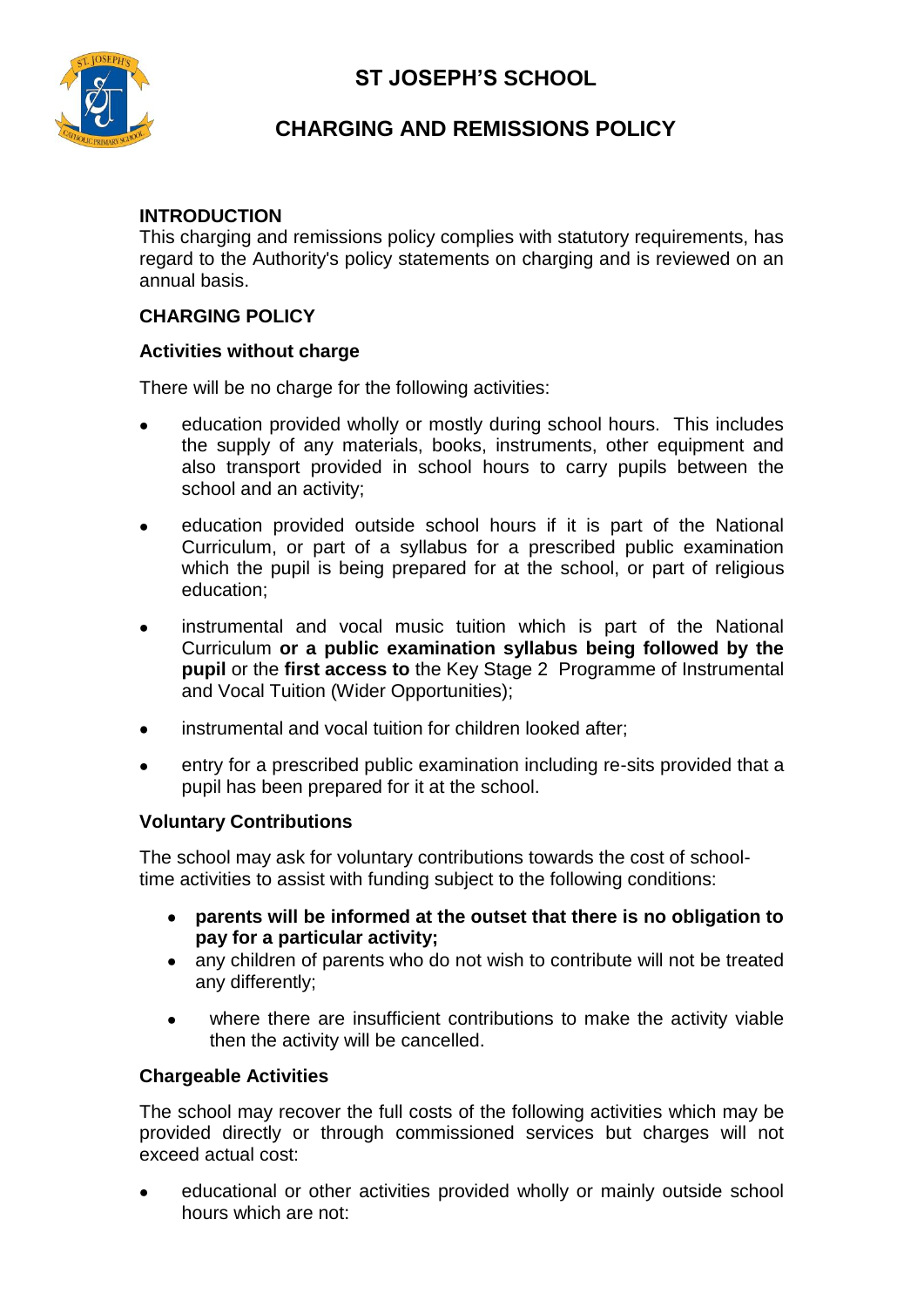# ST JOSEPH'S SCHOOL

## CHARGING AND REMISSIONS POLICY

### INTRODUCTION

This charging and remissions policy complies with statutory requirements, has regard to the Authority's policy statements on charging and is reviewed on an annual basis.

### CHARGING POLICY

#### Activities without charge

There will be no charge for the following activities:

- education provided wholly or mostly during school hours. This includes the supply of any materials, books, instruments, other equipment and also transport provided in school hours to carry pupils between the school and an activity;
- education provided outside school hours if it is part of the National Curriculum, or part of a syllabus for a prescribed public examination which the pupil is being prepared for at the school, or part of religious education;
- instrumental and vocal music tuition which is part of the National Curriculum **or a public examination syllabus being followed by the pupil** or the **first access to** the Key Stage 2 Programme of Instrumental and Vocal Tuition (Wider Opportunities);
- instrumental and vocal tuition for children looked after;
- entry for a prescribed public examination including re-sits provided that a pupil has been prepared for it at the school.

#### Voluntary Contributions

The school may ask for voluntary contributions towards the cost of school-time activities to assist with funding subject to the following conditions:

- **parents will be informed at the outset that there is no obligation to pay for a particular activity;**
- any children of parents who do not wish to contribute will not be treated any differently;
- where there are insufficient contributions to make the activity viable then the activity will be cancelled.

#### Chargeable Activities

The school may recover the full costs of the following activities which may be provided directly or through commissioned services but charges will not exceed actual cost:

- educational or other activities provided wholly or mainly outside school hours which are not: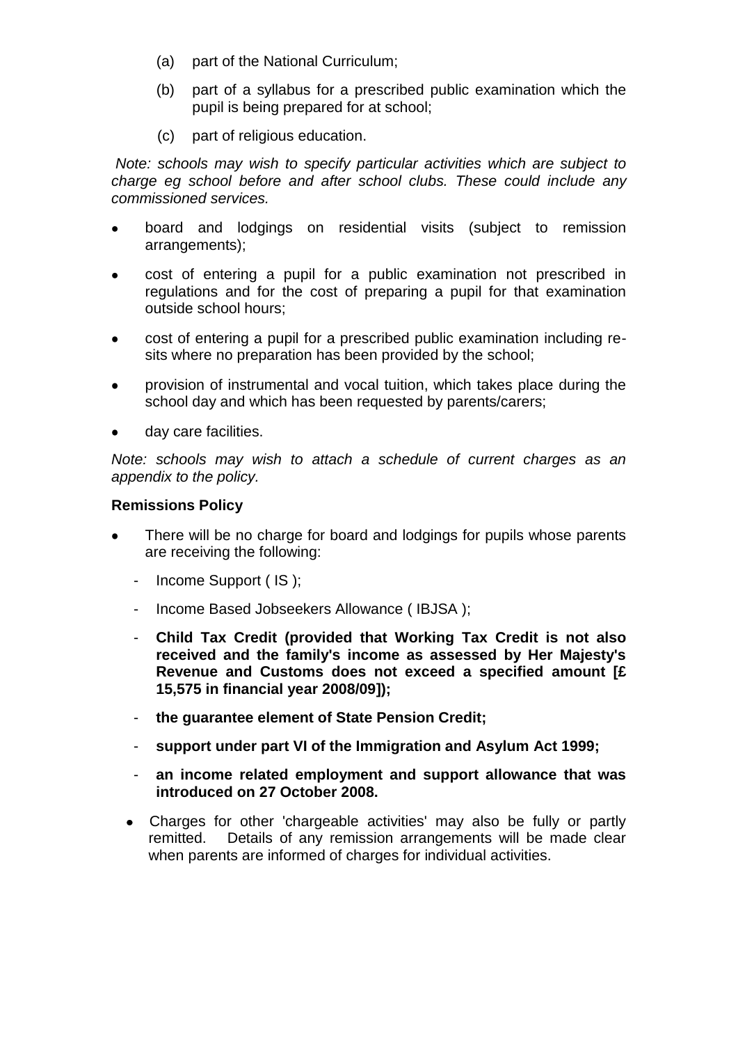(a) part of the National Curriculum;

(b) part of a syllabus for a prescribed public examination which the pupil is being prepared for at school;

(c) part of religious education.

*Note: schools may wish to specify particular activities which are subject to charge eg school before and after school clubs. These could include any commissioned services.*

- board and lodgings on residential visits (subject to remission arrangements);
- cost of entering a pupil for a public examination not prescribed in regulations and for the cost of preparing a pupil for that examination outside school hours;
- cost of entering a pupil for a prescribed public examination including re-sits where no preparation has been provided by the school;
- provision of instrumental and vocal tuition, which takes place during the school day and which has been requested by parents/carers;
- day care facilities.

*Note: schools may wish to attach a schedule of current charges as an appendix to the policy.*

**Remissions Policy**

- There will be no charge for board and lodgings for pupils whose parents are receiving the following:
  - Income Support ( IS );
  - Income Based Jobseekers Allowance ( IBJSA );
  - **Child Tax Credit (provided that Working Tax Credit is not also received and the family's income as assessed by Her Majesty's Revenue and Customs does not exceed a specified amount [£ 15,575 in financial year 2008/09]);**
  - **the guarantee element of State Pension Credit;**
  - **support under part VI of the Immigration and Asylum Act 1999;**
  - **an income related employment and support allowance that was introduced on 27 October 2008.**
- Charges for other 'chargeable activities' may also be fully or partly remitted. Details of any remission arrangements will be made clear when parents are informed of charges for individual activities.